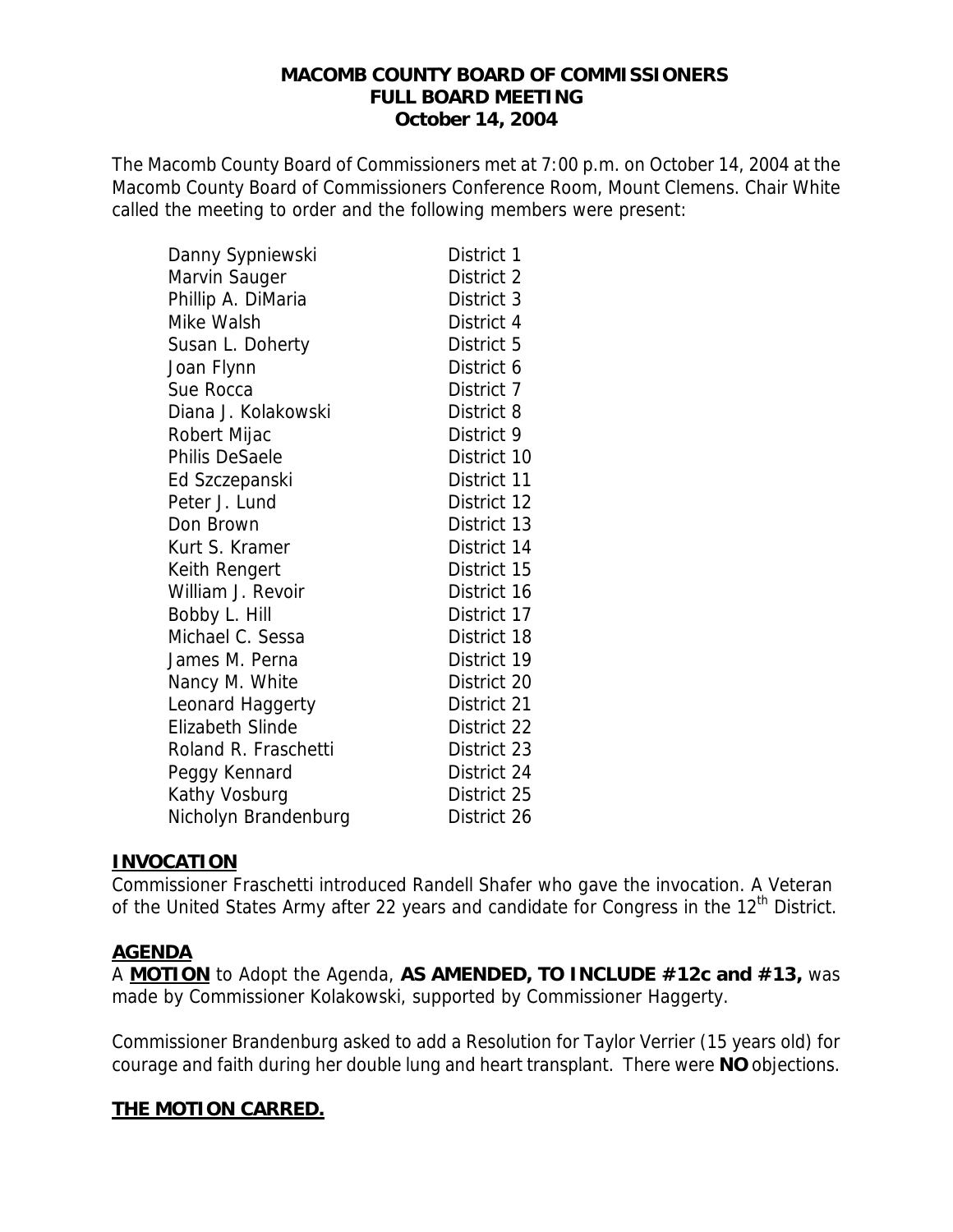# MACOMB COUNTY BOARD OF COMMISSIONERS
## FULL BOARD MEETING
## October 14, 2004

The Macomb County Board of Commissioners met at 7:00 p.m. on October 14, 2004 at the Macomb County Board of Commissioners Conference Room, Mount Clemens. Chair White called the meeting to order and the following members were present:

| | |
|---|---|
| Danny Sypniewski | District 1 |
| Marvin Sauger | District 2 |
| Phillip A. DiMaria | District 3 |
| Mike Walsh | District 4 |
| Susan L. Doherty | District 5 |
| Joan Flynn | District 6 |
| Sue Rocca | District 7 |
| Diana J. Kolakowski | District 8 |
| Robert Mijac | District 9 |
| Philis DeSaele | District 10 |
| Ed Szczepanski | District 11 |
| Peter J. Lund | District 12 |
| Don Brown | District 13 |
| Kurt S. Kramer | District 14 |
| Keith Rengert | District 15 |
| William J. Revoir | District 16 |
| Bobby L. Hill | District 17 |
| Michael C. Sessa | District 18 |
| James M. Perna | District 19 |
| Nancy M. White | District 20 |
| Leonard Haggerty | District 21 |
| Elizabeth Slinde | District 22 |
| Roland R. Fraschetti | District 23 |
| Peggy Kennard | District 24 |
| Kathy Vosburg | District 25 |
| Nicholyn Brandenburg | District 26 |

## INVOCATION

Commissioner Fraschetti introduced Randell Shafer who gave the invocation. A Veteran of the United States Army after 22 years and candidate for Congress in the 12th District.

## AGENDA

A **MOTION** to Adopt the Agenda, **AS AMENDED, TO INCLUDE #12c and #13,** was made by Commissioner Kolakowski, supported by Commissioner Haggerty.

Commissioner Brandenburg asked to add a Resolution for Taylor Verrier (15 years old) for courage and faith during her double lung and heart transplant. There were **NO** objections.

## THE MOTION CARRED.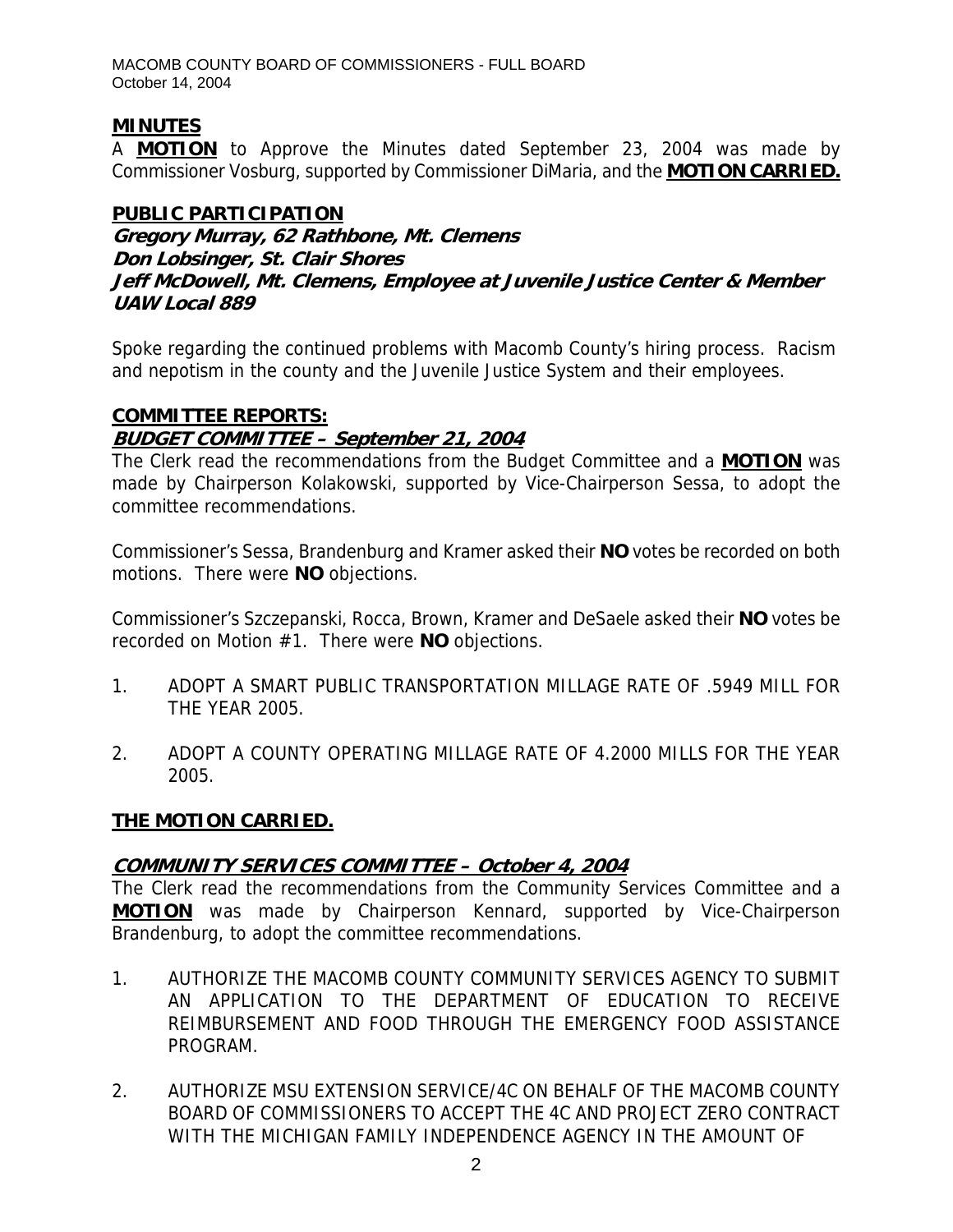## **MINUTES**

A **MOTION** to Approve the Minutes dated September 23, 2004 was made by Commissioner Vosburg, supported by Commissioner DiMaria, and the **MOTION CARRIED.**

## **PUBLIC PARTICIPATION**

***Gregory Murray, 62 Rathbone, Mt. Clemens***
***Don Lobsinger, St. Clair Shores***
***Jeff McDowell, Mt. Clemens, Employee at Juvenile Justice Center & Member UAW Local 889***

Spoke regarding the continued problems with Macomb County's hiring process. Racism and nepotism in the county and the Juvenile Justice System and their employees.

## **COMMITTEE REPORTS:**

### ***BUDGET COMMITTEE – September 21, 2004***

The Clerk read the recommendations from the Budget Committee and a **MOTION** was made by Chairperson Kolakowski, supported by Vice-Chairperson Sessa, to adopt the committee recommendations.

Commissioner's Sessa, Brandenburg and Kramer asked their **NO** votes be recorded on both motions. There were **NO** objections.

Commissioner's Szczepanski, Rocca, Brown, Kramer and DeSaele asked their **NO** votes be recorded on Motion #1. There were **NO** objections.

1. ADOPT A SMART PUBLIC TRANSPORTATION MILLAGE RATE OF .5949 MILL FOR THE YEAR 2005.

2. ADOPT A COUNTY OPERATING MILLAGE RATE OF 4.2000 MILLS FOR THE YEAR 2005.

**THE MOTION CARRIED.**

### ***COMMUNITY SERVICES COMMITTEE – October 4, 2004***

The Clerk read the recommendations from the Community Services Committee and a **MOTION** was made by Chairperson Kennard, supported by Vice-Chairperson Brandenburg, to adopt the committee recommendations.

1. AUTHORIZE THE MACOMB COUNTY COMMUNITY SERVICES AGENCY TO SUBMIT AN APPLICATION TO THE DEPARTMENT OF EDUCATION TO RECEIVE REIMBURSEMENT AND FOOD THROUGH THE EMERGENCY FOOD ASSISTANCE PROGRAM.

2. AUTHORIZE MSU EXTENSION SERVICE/4C ON BEHALF OF THE MACOMB COUNTY BOARD OF COMMISSIONERS TO ACCEPT THE 4C AND PROJECT ZERO CONTRACT WITH THE MICHIGAN FAMILY INDEPENDENCE AGENCY IN THE AMOUNT OF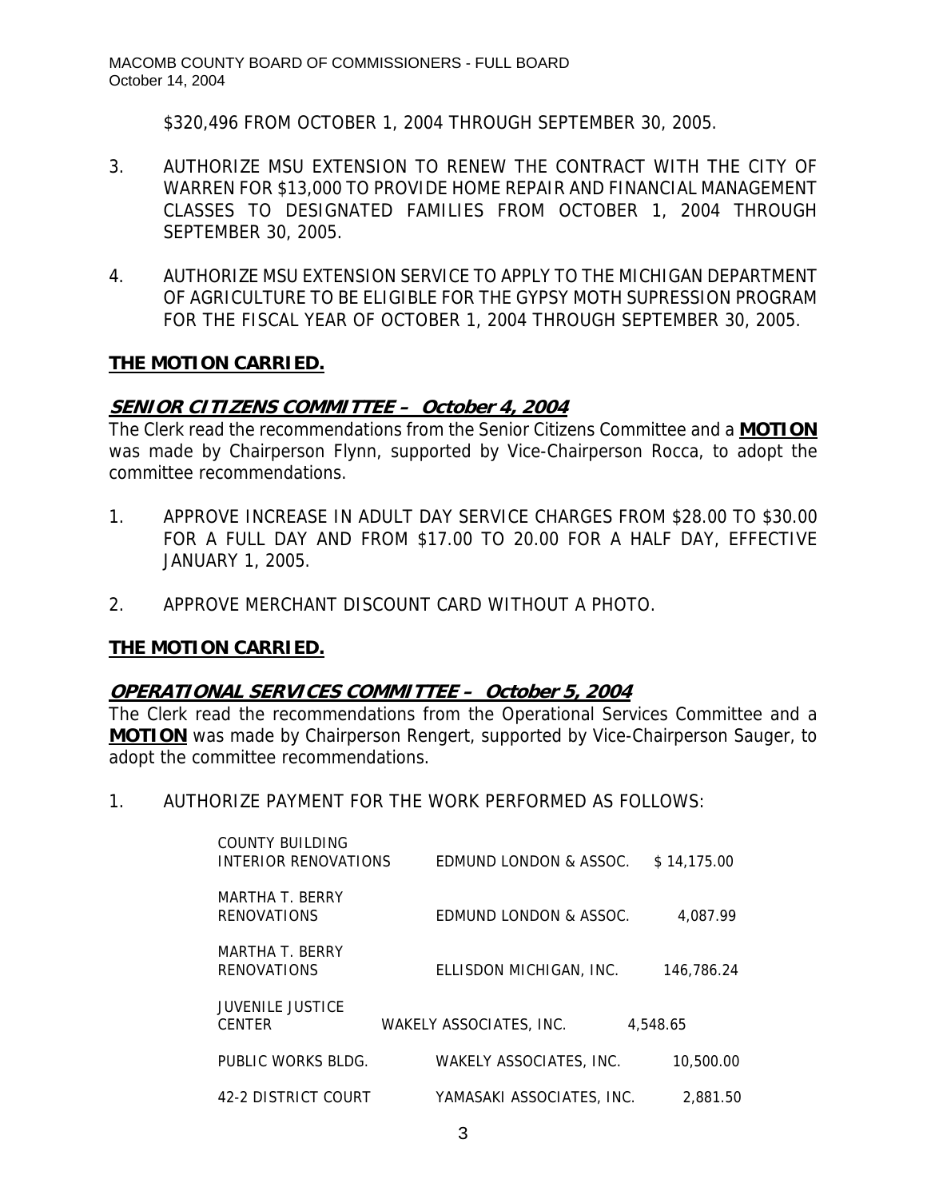$320,496 FROM OCTOBER 1, 2004 THROUGH SEPTEMBER 30, 2005.

3. AUTHORIZE MSU EXTENSION TO RENEW THE CONTRACT WITH THE CITY OF WARREN FOR $13,000 TO PROVIDE HOME REPAIR AND FINANCIAL MANAGEMENT CLASSES TO DESIGNATED FAMILIES FROM OCTOBER 1, 2004 THROUGH SEPTEMBER 30, 2005.

4. AUTHORIZE MSU EXTENSION SERVICE TO APPLY TO THE MICHIGAN DEPARTMENT OF AGRICULTURE TO BE ELIGIBLE FOR THE GYPSY MOTH SUPRESSION PROGRAM FOR THE FISCAL YEAR OF OCTOBER 1, 2004 THROUGH SEPTEMBER 30, 2005.

**THE MOTION CARRIED.**

## SENIOR CITIZENS COMMITTEE – October 4, 2004

The Clerk read the recommendations from the Senior Citizens Committee and a **MOTION** was made by Chairperson Flynn, supported by Vice-Chairperson Rocca, to adopt the committee recommendations.

1. APPROVE INCREASE IN ADULT DAY SERVICE CHARGES FROM $28.00 TO $30.00 FOR A FULL DAY AND FROM $17.00 TO 20.00 FOR A HALF DAY, EFFECTIVE JANUARY 1, 2005.

2. APPROVE MERCHANT DISCOUNT CARD WITHOUT A PHOTO.

**THE MOTION CARRIED.**

## OPERATIONAL SERVICES COMMITTEE – October 5, 2004

The Clerk read the recommendations from the Operational Services Committee and a **MOTION** was made by Chairperson Rengert, supported by Vice-Chairperson Sauger, to adopt the committee recommendations.

1. AUTHORIZE PAYMENT FOR THE WORK PERFORMED AS FOLLOWS:

| | | |
|---|---|---|
| COUNTY BUILDING INTERIOR RENOVATIONS | EDMUND LONDON & ASSOC. | $ 14,175.00 |
| MARTHA T. BERRY RENOVATIONS | EDMUND LONDON & ASSOC. | 4,087.99 |
| MARTHA T. BERRY RENOVATIONS | ELLISDON MICHIGAN, INC. | 146,786.24 |
| JUVENILE JUSTICE CENTER | WAKELY ASSOCIATES, INC. | 4,548.65 |
| PUBLIC WORKS BLDG. | WAKELY ASSOCIATES, INC. | 10,500.00 |
| 42-2 DISTRICT COURT | YAMASAKI ASSOCIATES, INC. | 2,881.50 |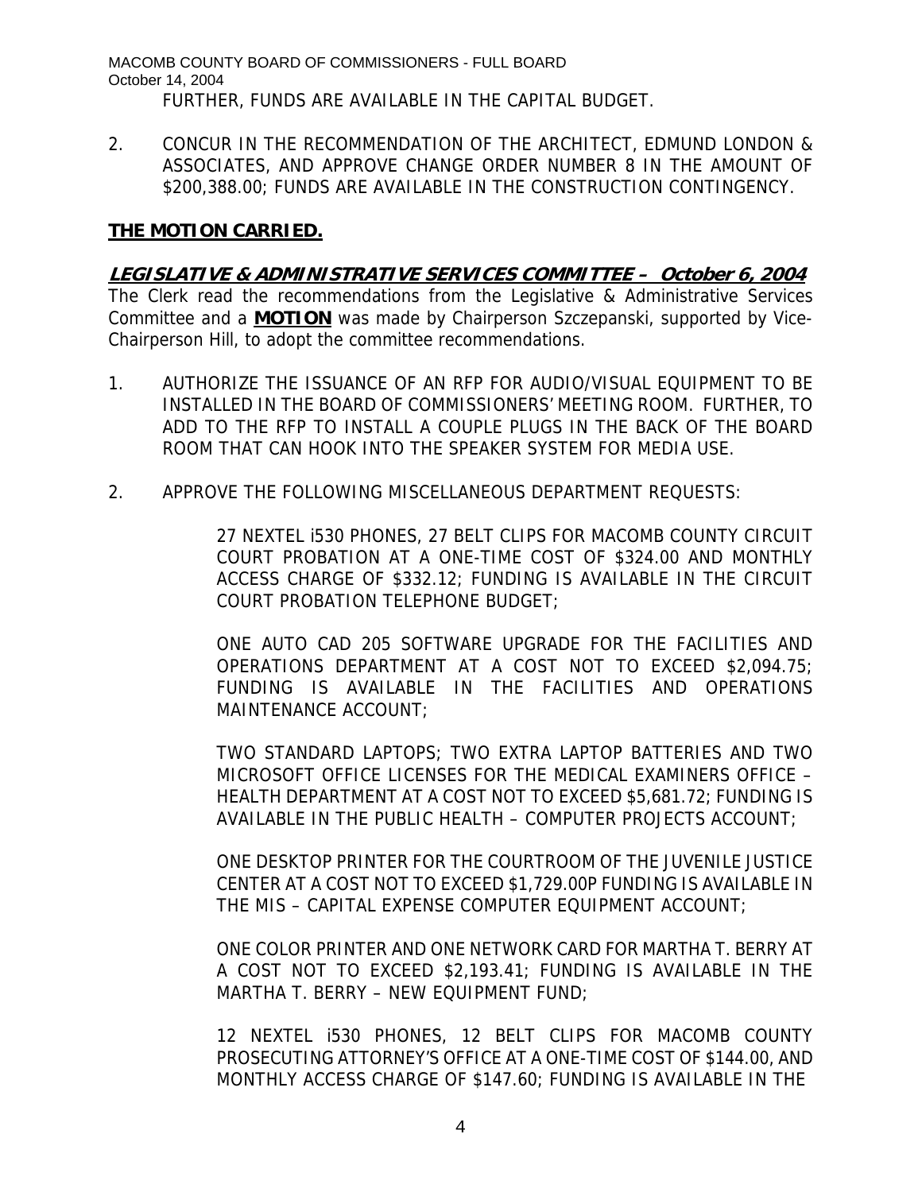FURTHER, FUNDS ARE AVAILABLE IN THE CAPITAL BUDGET.

2. CONCUR IN THE RECOMMENDATION OF THE ARCHITECT, EDMUND LONDON & ASSOCIATES, AND APPROVE CHANGE ORDER NUMBER 8 IN THE AMOUNT OF $200,388.00; FUNDS ARE AVAILABLE IN THE CONSTRUCTION CONTINGENCY.

**THE MOTION CARRIED.**

***LEGISLATIVE & ADMINISTRATIVE SERVICES COMMITTEE – October 6, 2004***

The Clerk read the recommendations from the Legislative & Administrative Services Committee and a **MOTION** was made by Chairperson Szczepanski, supported by Vice-Chairperson Hill, to adopt the committee recommendations.

1. AUTHORIZE THE ISSUANCE OF AN RFP FOR AUDIO/VISUAL EQUIPMENT TO BE INSTALLED IN THE BOARD OF COMMISSIONERS' MEETING ROOM. FURTHER, TO ADD TO THE RFP TO INSTALL A COUPLE PLUGS IN THE BACK OF THE BOARD ROOM THAT CAN HOOK INTO THE SPEAKER SYSTEM FOR MEDIA USE.

2. APPROVE THE FOLLOWING MISCELLANEOUS DEPARTMENT REQUESTS:

   27 NEXTEL i530 PHONES, 27 BELT CLIPS FOR MACOMB COUNTY CIRCUIT COURT PROBATION AT A ONE-TIME COST OF $324.00 AND MONTHLY ACCESS CHARGE OF $332.12; FUNDING IS AVAILABLE IN THE CIRCUIT COURT PROBATION TELEPHONE BUDGET;

   ONE AUTO CAD 205 SOFTWARE UPGRADE FOR THE FACILITIES AND OPERATIONS DEPARTMENT AT A COST NOT TO EXCEED $2,094.75; FUNDING IS AVAILABLE IN THE FACILITIES AND OPERATIONS MAINTENANCE ACCOUNT;

   TWO STANDARD LAPTOPS; TWO EXTRA LAPTOP BATTERIES AND TWO MICROSOFT OFFICE LICENSES FOR THE MEDICAL EXAMINERS OFFICE – HEALTH DEPARTMENT AT A COST NOT TO EXCEED $5,681.72; FUNDING IS AVAILABLE IN THE PUBLIC HEALTH – COMPUTER PROJECTS ACCOUNT;

   ONE DESKTOP PRINTER FOR THE COURTROOM OF THE JUVENILE JUSTICE CENTER AT A COST NOT TO EXCEED $1,729.00P FUNDING IS AVAILABLE IN THE MIS – CAPITAL EXPENSE COMPUTER EQUIPMENT ACCOUNT;

   ONE COLOR PRINTER AND ONE NETWORK CARD FOR MARTHA T. BERRY AT A COST NOT TO EXCEED $2,193.41; FUNDING IS AVAILABLE IN THE MARTHA T. BERRY – NEW EQUIPMENT FUND;

   12 NEXTEL i530 PHONES, 12 BELT CLIPS FOR MACOMB COUNTY PROSECUTING ATTORNEY'S OFFICE AT A ONE-TIME COST OF $144.00, AND MONTHLY ACCESS CHARGE OF $147.60; FUNDING IS AVAILABLE IN THE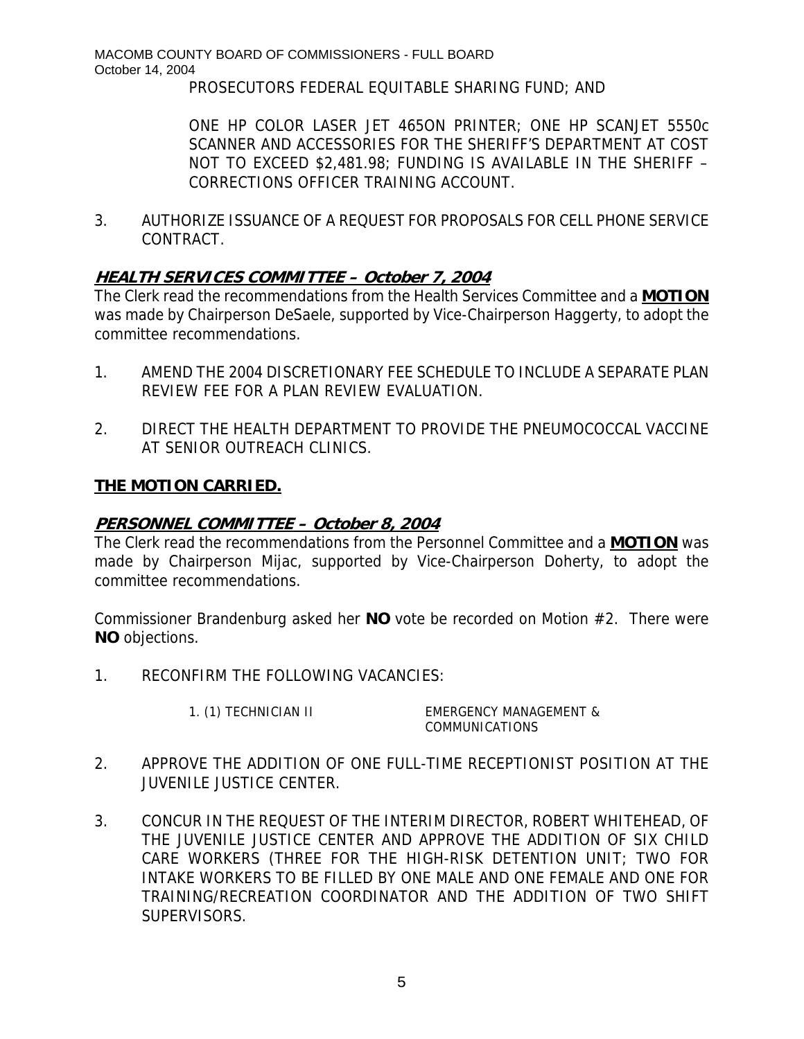PROSECUTORS FEDERAL EQUITABLE SHARING FUND; AND

ONE HP COLOR LASER JET 465ON PRINTER; ONE HP SCANJET 5550c SCANNER AND ACCESSORIES FOR THE SHERIFF'S DEPARTMENT AT COST NOT TO EXCEED $2,481.98; FUNDING IS AVAILABLE IN THE SHERIFF – CORRECTIONS OFFICER TRAINING ACCOUNT.

3. AUTHORIZE ISSUANCE OF A REQUEST FOR PROPOSALS FOR CELL PHONE SERVICE CONTRACT.

## ***HEALTH SERVICES COMMITTEE – October 7, 2004***

The Clerk read the recommendations from the Health Services Committee and a **MOTION** was made by Chairperson DeSaele, supported by Vice-Chairperson Haggerty, to adopt the committee recommendations.

1. AMEND THE 2004 DISCRETIONARY FEE SCHEDULE TO INCLUDE A SEPARATE PLAN REVIEW FEE FOR A PLAN REVIEW EVALUATION.

2. DIRECT THE HEALTH DEPARTMENT TO PROVIDE THE PNEUMOCOCCAL VACCINE AT SENIOR OUTREACH CLINICS.

**THE MOTION CARRIED.**

## ***PERSONNEL COMMITTEE – October 8, 2004***

The Clerk read the recommendations from the Personnel Committee and a **MOTION** was made by Chairperson Mijac, supported by Vice-Chairperson Doherty, to adopt the committee recommendations.

Commissioner Brandenburg asked her **NO** vote be recorded on Motion #2. There were **NO** objections.

1. RECONFIRM THE FOLLOWING VACANCIES:

   1. (1) TECHNICIAN II — EMERGENCY MANAGEMENT & COMMUNICATIONS

2. APPROVE THE ADDITION OF ONE FULL-TIME RECEPTIONIST POSITION AT THE JUVENILE JUSTICE CENTER.

3. CONCUR IN THE REQUEST OF THE INTERIM DIRECTOR, ROBERT WHITEHEAD, OF THE JUVENILE JUSTICE CENTER AND APPROVE THE ADDITION OF SIX CHILD CARE WORKERS (THREE FOR THE HIGH-RISK DETENTION UNIT; TWO FOR INTAKE WORKERS TO BE FILLED BY ONE MALE AND ONE FEMALE AND ONE FOR TRAINING/RECREATION COORDINATOR AND THE ADDITION OF TWO SHIFT SUPERVISORS.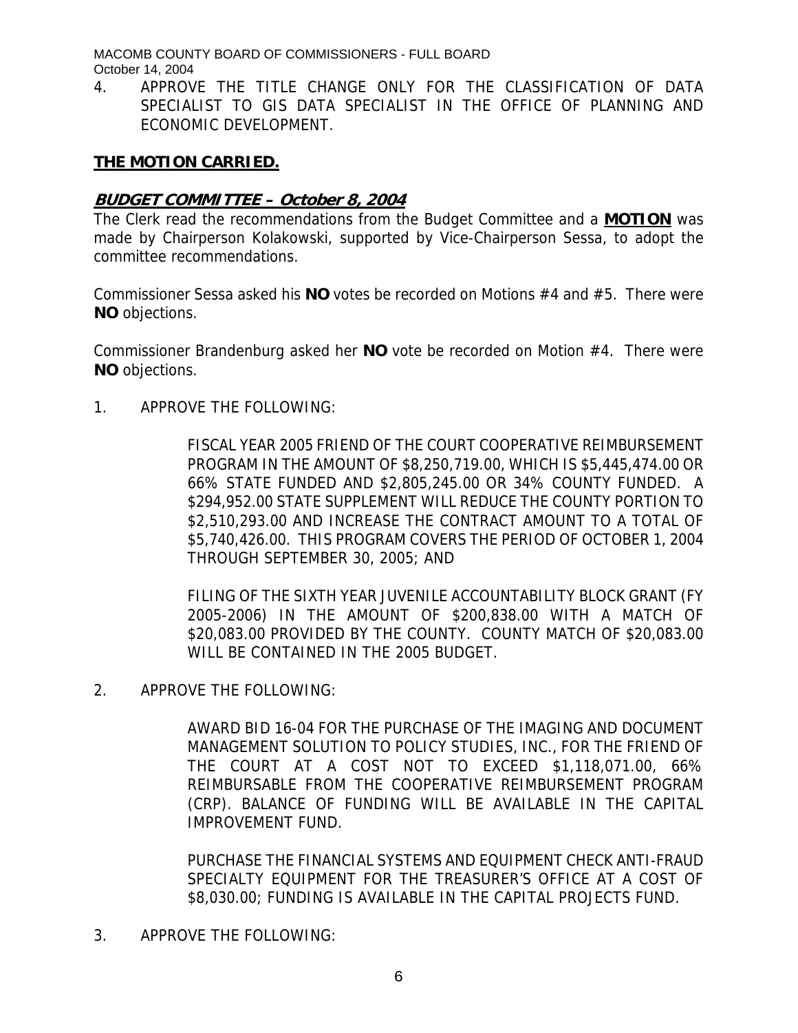4. APPROVE THE TITLE CHANGE ONLY FOR THE CLASSIFICATION OF DATA SPECIALIST TO GIS DATA SPECIALIST IN THE OFFICE OF PLANNING AND ECONOMIC DEVELOPMENT.

**THE MOTION CARRIED.**

## ***BUDGET COMMITTEE – October 8, 2004***

The Clerk read the recommendations from the Budget Committee and a **MOTION** was made by Chairperson Kolakowski, supported by Vice-Chairperson Sessa, to adopt the committee recommendations.

Commissioner Sessa asked his **NO** votes be recorded on Motions #4 and #5. There were **NO** objections.

Commissioner Brandenburg asked her **NO** vote be recorded on Motion #4. There were **NO** objections.

1. APPROVE THE FOLLOWING:

   FISCAL YEAR 2005 FRIEND OF THE COURT COOPERATIVE REIMBURSEMENT PROGRAM IN THE AMOUNT OF $8,250,719.00, WHICH IS $5,445,474.00 OR 66% STATE FUNDED AND $2,805,245.00 OR 34% COUNTY FUNDED. A $294,952.00 STATE SUPPLEMENT WILL REDUCE THE COUNTY PORTION TO $2,510,293.00 AND INCREASE THE CONTRACT AMOUNT TO A TOTAL OF $5,740,426.00. THIS PROGRAM COVERS THE PERIOD OF OCTOBER 1, 2004 THROUGH SEPTEMBER 30, 2005; AND

   FILING OF THE SIXTH YEAR JUVENILE ACCOUNTABILITY BLOCK GRANT (FY 2005-2006) IN THE AMOUNT OF $200,838.00 WITH A MATCH OF $20,083.00 PROVIDED BY THE COUNTY. COUNTY MATCH OF $20,083.00 WILL BE CONTAINED IN THE 2005 BUDGET.

2. APPROVE THE FOLLOWING:

   AWARD BID 16-04 FOR THE PURCHASE OF THE IMAGING AND DOCUMENT MANAGEMENT SOLUTION TO POLICY STUDIES, INC., FOR THE FRIEND OF THE COURT AT A COST NOT TO EXCEED $1,118,071.00, 66% REIMBURSABLE FROM THE COOPERATIVE REIMBURSEMENT PROGRAM (CRP). BALANCE OF FUNDING WILL BE AVAILABLE IN THE CAPITAL IMPROVEMENT FUND.

   PURCHASE THE FINANCIAL SYSTEMS AND EQUIPMENT CHECK ANTI-FRAUD SPECIALTY EQUIPMENT FOR THE TREASURER'S OFFICE AT A COST OF $8,030.00; FUNDING IS AVAILABLE IN THE CAPITAL PROJECTS FUND.

3. APPROVE THE FOLLOWING: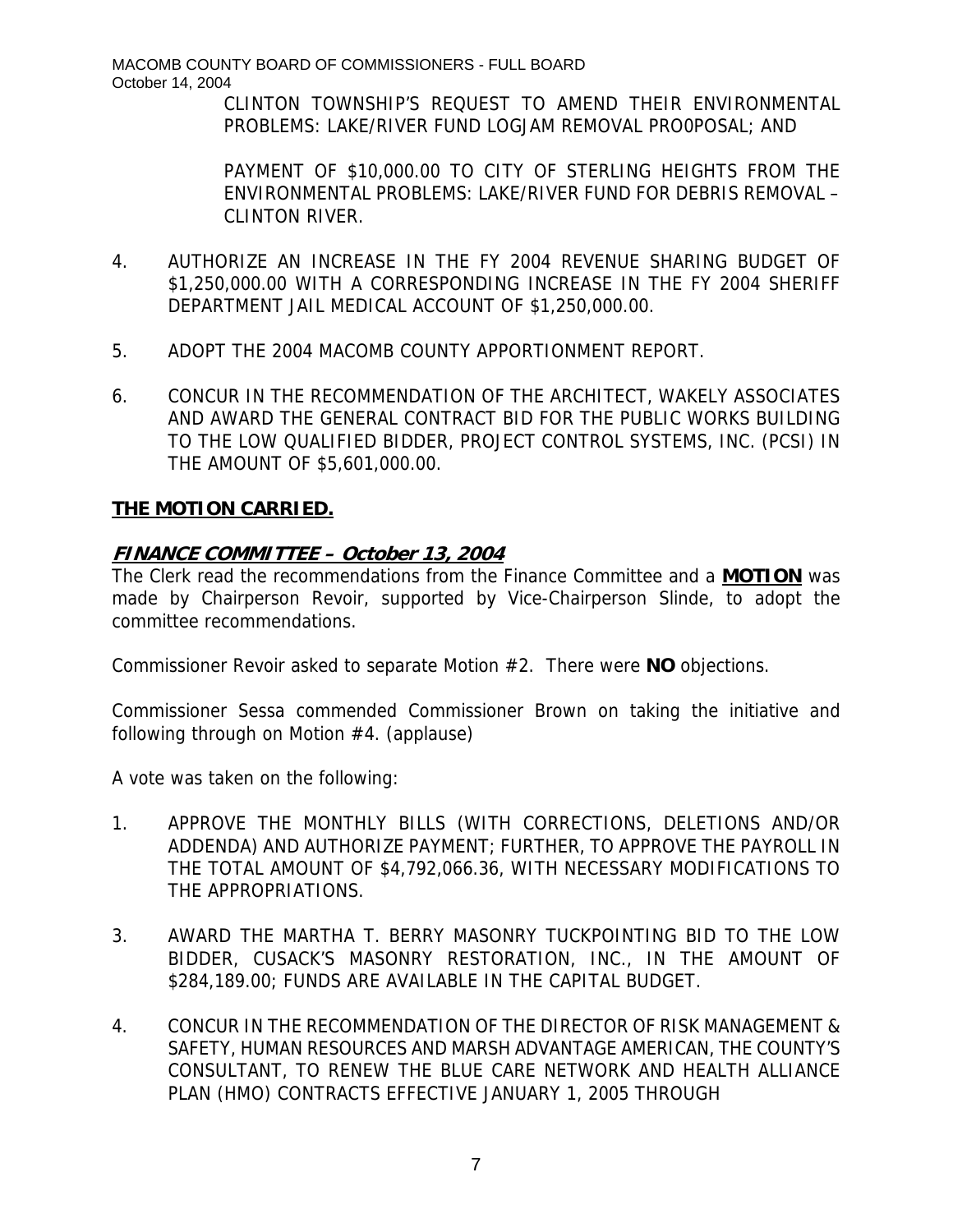CLINTON TOWNSHIP'S REQUEST TO AMEND THEIR ENVIRONMENTAL PROBLEMS: LAKE/RIVER FUND LOGJAM REMOVAL PRO0POSAL; AND

PAYMENT OF $10,000.00 TO CITY OF STERLING HEIGHTS FROM THE ENVIRONMENTAL PROBLEMS: LAKE/RIVER FUND FOR DEBRIS REMOVAL – CLINTON RIVER.

4. AUTHORIZE AN INCREASE IN THE FY 2004 REVENUE SHARING BUDGET OF $1,250,000.00 WITH A CORRESPONDING INCREASE IN THE FY 2004 SHERIFF DEPARTMENT JAIL MEDICAL ACCOUNT OF $1,250,000.00.

5. ADOPT THE 2004 MACOMB COUNTY APPORTIONMENT REPORT.

6. CONCUR IN THE RECOMMENDATION OF THE ARCHITECT, WAKELY ASSOCIATES AND AWARD THE GENERAL CONTRACT BID FOR THE PUBLIC WORKS BUILDING TO THE LOW QUALIFIED BIDDER, PROJECT CONTROL SYSTEMS, INC. (PCSI) IN THE AMOUNT OF $5,601,000.00.

**THE MOTION CARRIED.**

## *FINANCE COMMITTEE – October 13, 2004*

The Clerk read the recommendations from the Finance Committee and a **MOTION** was made by Chairperson Revoir, supported by Vice-Chairperson Slinde, to adopt the committee recommendations.

Commissioner Revoir asked to separate Motion #2. There were **NO** objections.

Commissioner Sessa commended Commissioner Brown on taking the initiative and following through on Motion #4. (applause)

A vote was taken on the following:

1. APPROVE THE MONTHLY BILLS (WITH CORRECTIONS, DELETIONS AND/OR ADDENDA) AND AUTHORIZE PAYMENT; FURTHER, TO APPROVE THE PAYROLL IN THE TOTAL AMOUNT OF $4,792,066.36, WITH NECESSARY MODIFICATIONS TO THE APPROPRIATIONS.

3. AWARD THE MARTHA T. BERRY MASONRY TUCKPOINTING BID TO THE LOW BIDDER, CUSACK'S MASONRY RESTORATION, INC., IN THE AMOUNT OF $284,189.00; FUNDS ARE AVAILABLE IN THE CAPITAL BUDGET.

4. CONCUR IN THE RECOMMENDATION OF THE DIRECTOR OF RISK MANAGEMENT & SAFETY, HUMAN RESOURCES AND MARSH ADVANTAGE AMERICAN, THE COUNTY'S CONSULTANT, TO RENEW THE BLUE CARE NETWORK AND HEALTH ALLIANCE PLAN (HMO) CONTRACTS EFFECTIVE JANUARY 1, 2005 THROUGH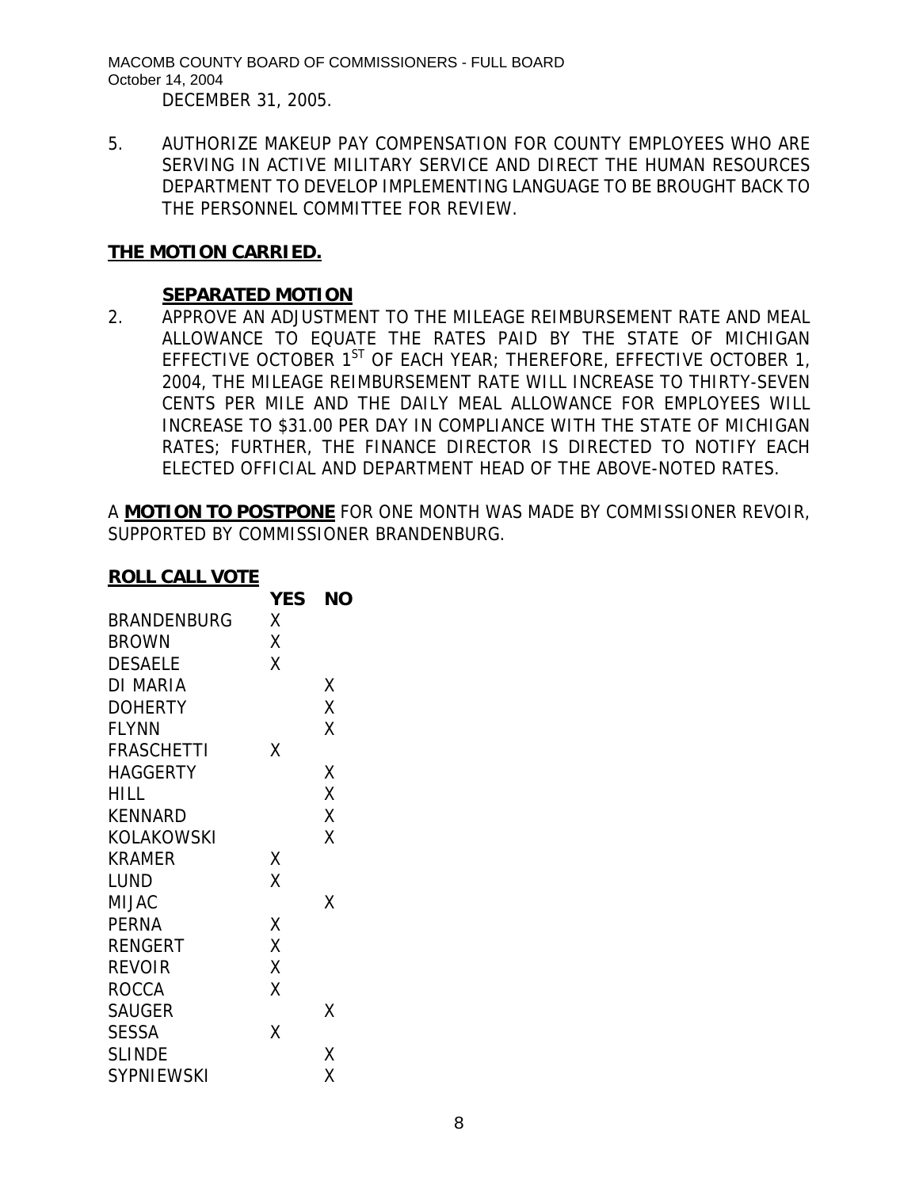DECEMBER 31, 2005.

5. AUTHORIZE MAKEUP PAY COMPENSATION FOR COUNTY EMPLOYEES WHO ARE SERVING IN ACTIVE MILITARY SERVICE AND DIRECT THE HUMAN RESOURCES DEPARTMENT TO DEVELOP IMPLEMENTING LANGUAGE TO BE BROUGHT BACK TO THE PERSONNEL COMMITTEE FOR REVIEW.

**THE MOTION CARRIED.**

**SEPARATED MOTION**

2. APPROVE AN ADJUSTMENT TO THE MILEAGE REIMBURSEMENT RATE AND MEAL ALLOWANCE TO EQUATE THE RATES PAID BY THE STATE OF MICHIGAN EFFECTIVE OCTOBER 1ST OF EACH YEAR; THEREFORE, EFFECTIVE OCTOBER 1, 2004, THE MILEAGE REIMBURSEMENT RATE WILL INCREASE TO THIRTY-SEVEN CENTS PER MILE AND THE DAILY MEAL ALLOWANCE FOR EMPLOYEES WILL INCREASE TO $31.00 PER DAY IN COMPLIANCE WITH THE STATE OF MICHIGAN RATES; FURTHER, THE FINANCE DIRECTOR IS DIRECTED TO NOTIFY EACH ELECTED OFFICIAL AND DEPARTMENT HEAD OF THE ABOVE-NOTED RATES.

A **MOTION TO POSTPONE** FOR ONE MONTH WAS MADE BY COMMISSIONER REVOIR, SUPPORTED BY COMMISSIONER BRANDENBURG.

**ROLL CALL VOTE**

| | YES | NO |
|---|---|---|
| BRANDENBURG | X | |
| BROWN | X | |
| DESAELE | X | |
| DI MARIA | | X |
| DOHERTY | | X |
| FLYNN | | X |
| FRASCHETTI | X | |
| HAGGERTY | | X |
| HILL | | X |
| KENNARD | | X |
| KOLAKOWSKI | | X |
| KRAMER | X | |
| LUND | X | |
| MIJAC | | X |
| PERNA | X | |
| RENGERT | X | |
| REVOIR | X | |
| ROCCA | X | |
| SAUGER | | X |
| SESSA | X | |
| SLINDE | | X |
| SYPNIEWSKI | | X |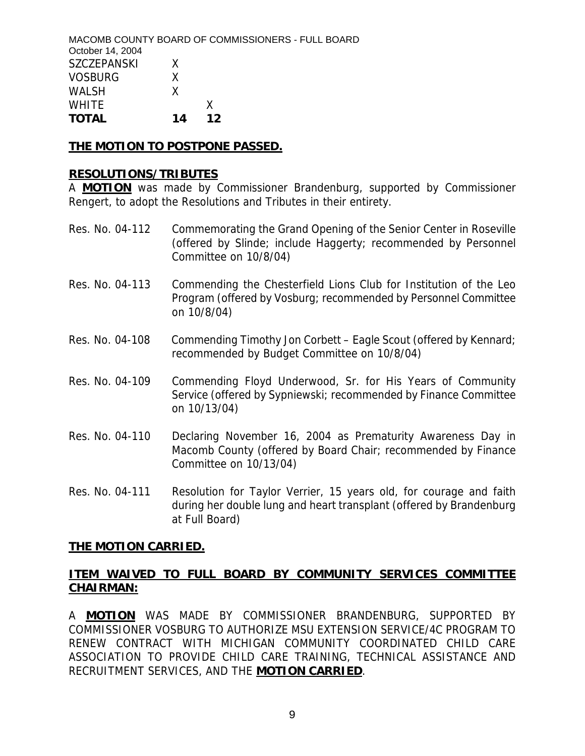| | | |
|---|---|---|
| SZCZEPANSKI | X | |
| VOSBURG | X | |
| WALSH | X | |
| WHITE | | X |
| **TOTAL** | **14** | **12** |

**THE MOTION TO POSTPONE PASSED.**

**RESOLUTIONS/TRIBUTES**

A **MOTION** was made by Commissioner Brandenburg, supported by Commissioner Rengert, to adopt the Resolutions and Tributes in their entirety.

Res. No. 04-112 Commemorating the Grand Opening of the Senior Center in Roseville (offered by Slinde; include Haggerty; recommended by Personnel Committee on 10/8/04)

Res. No. 04-113 Commending the Chesterfield Lions Club for Institution of the Leo Program (offered by Vosburg; recommended by Personnel Committee on 10/8/04)

Res. No. 04-108 Commending Timothy Jon Corbett – Eagle Scout (offered by Kennard; recommended by Budget Committee on 10/8/04)

Res. No. 04-109 Commending Floyd Underwood, Sr. for His Years of Community Service (offered by Sypniewski; recommended by Finance Committee on 10/13/04)

Res. No. 04-110 Declaring November 16, 2004 as Prematurity Awareness Day in Macomb County (offered by Board Chair; recommended by Finance Committee on 10/13/04)

Res. No. 04-111 Resolution for Taylor Verrier, 15 years old, for courage and faith during her double lung and heart transplant (offered by Brandenburg at Full Board)

**THE MOTION CARRIED.**

**ITEM WAIVED TO FULL BOARD BY COMMUNITY SERVICES COMMITTEE CHAIRMAN:**

A **MOTION** WAS MADE BY COMMISSIONER BRANDENBURG, SUPPORTED BY COMMISSIONER VOSBURG TO AUTHORIZE MSU EXTENSION SERVICE/4C PROGRAM TO RENEW CONTRACT WITH MICHIGAN COMMUNITY COORDINATED CHILD CARE ASSOCIATION TO PROVIDE CHILD CARE TRAINING, TECHNICAL ASSISTANCE AND RECRUITMENT SERVICES, AND THE **MOTION CARRIED**.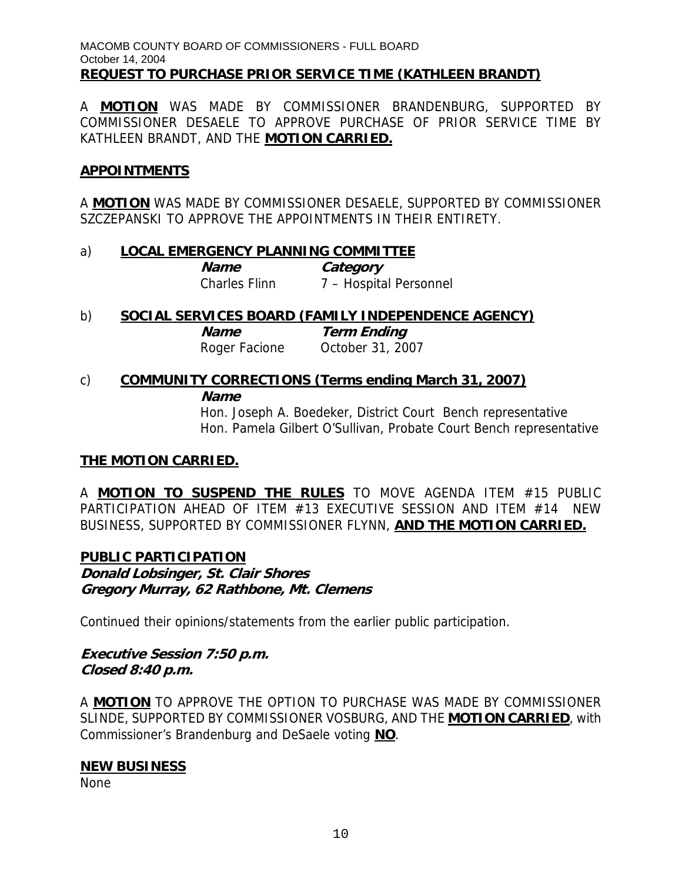**REQUEST TO PURCHASE PRIOR SERVICE TIME (KATHLEEN BRANDT)**

A **MOTION** WAS MADE BY COMMISSIONER BRANDENBURG, SUPPORTED BY COMMISSIONER DESAELE TO APPROVE PURCHASE OF PRIOR SERVICE TIME BY KATHLEEN BRANDT, AND THE **MOTION CARRIED.**

**APPOINTMENTS**

A **MOTION** WAS MADE BY COMMISSIONER DESAELE, SUPPORTED BY COMMISSIONER SZCZEPANSKI TO APPROVE THE APPOINTMENTS IN THEIR ENTIRETY.

a) **LOCAL EMERGENCY PLANNING COMMITTEE**

| ***Name*** | ***Category*** |
|---|---|
| Charles Flinn | 7 – Hospital Personnel |

b) **SOCIAL SERVICES BOARD (FAMILY INDEPENDENCE AGENCY)**

| ***Name*** | ***Term Ending*** |
|---|---|
| Roger Facione | October 31, 2007 |

c) **COMMUNITY CORRECTIONS (Terms ending March 31, 2007)**

***Name***

Hon. Joseph A. Boedeker, District Court Bench representative
Hon. Pamela Gilbert O'Sullivan, Probate Court Bench representative

**THE MOTION CARRIED.**

A **MOTION TO SUSPEND THE RULES** TO MOVE AGENDA ITEM #15 PUBLIC PARTICIPATION AHEAD OF ITEM #13 EXECUTIVE SESSION AND ITEM #14 NEW BUSINESS, SUPPORTED BY COMMISSIONER FLYNN, **AND THE MOTION CARRIED.**

**PUBLIC PARTICIPATION**

***Donald Lobsinger, St. Clair Shores***
***Gregory Murray, 62 Rathbone, Mt. Clemens***

Continued their opinions/statements from the earlier public participation.

***Executive Session 7:50 p.m.***
***Closed 8:40 p.m.***

A **MOTION** TO APPROVE THE OPTION TO PURCHASE WAS MADE BY COMMISSIONER SLINDE, SUPPORTED BY COMMISSIONER VOSBURG, AND THE **MOTION CARRIED**, with Commissioner's Brandenburg and DeSaele voting **NO**.

**NEW BUSINESS**

None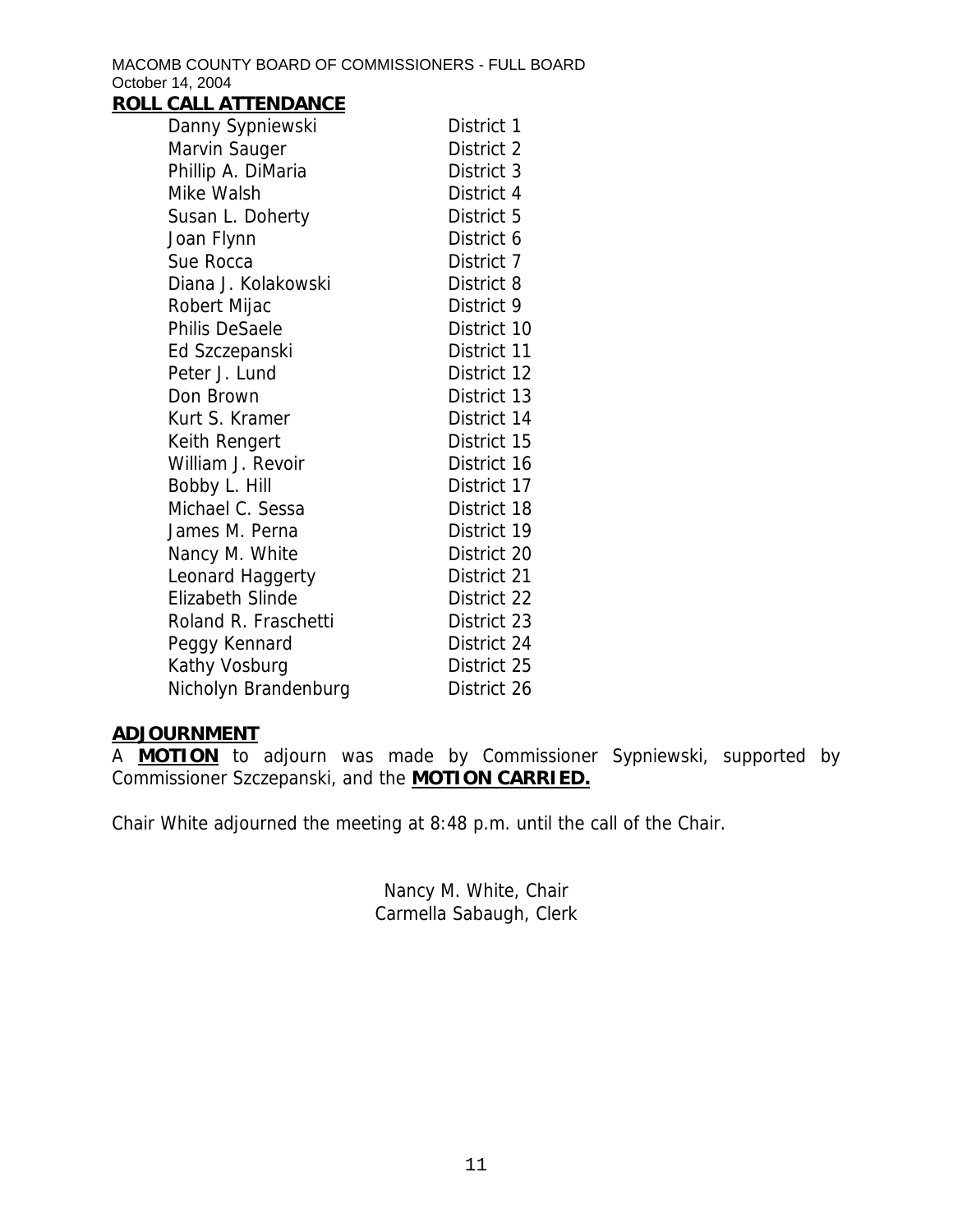## ROLL CALL ATTENDANCE

| | |
|---|---|
| Danny Sypniewski | District 1 |
| Marvin Sauger | District 2 |
| Phillip A. DiMaria | District 3 |
| Mike Walsh | District 4 |
| Susan L. Doherty | District 5 |
| Joan Flynn | District 6 |
| Sue Rocca | District 7 |
| Diana J. Kolakowski | District 8 |
| Robert Mijac | District 9 |
| Philis DeSaele | District 10 |
| Ed Szczepanski | District 11 |
| Peter J. Lund | District 12 |
| Don Brown | District 13 |
| Kurt S. Kramer | District 14 |
| Keith Rengert | District 15 |
| William J. Revoir | District 16 |
| Bobby L. Hill | District 17 |
| Michael C. Sessa | District 18 |
| James M. Perna | District 19 |
| Nancy M. White | District 20 |
| Leonard Haggerty | District 21 |
| Elizabeth Slinde | District 22 |
| Roland R. Fraschetti | District 23 |
| Peggy Kennard | District 24 |
| Kathy Vosburg | District 25 |
| Nicholyn Brandenburg | District 26 |

## ADJOURNMENT

A **MOTION** to adjourn was made by Commissioner Sypniewski, supported by Commissioner Szczepanski, and the **MOTION CARRIED.**

Chair White adjourned the meeting at 8:48 p.m. until the call of the Chair.

Nancy M. White, Chair
Carmella Sabaugh, Clerk